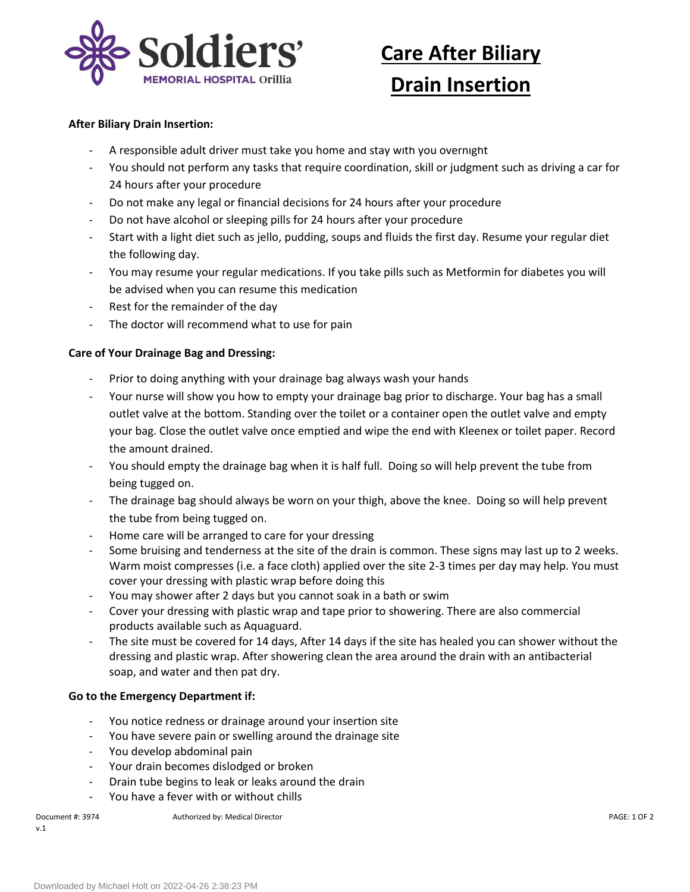Soldiers' MEMORIAL HOSPITAL Orillia

# Care After Biliary Drain Insertion

**After Biliary Drain Insertion:**

- A responsible adult driver must take you home and stay with you overnight
- You should not perform any tasks that require coordination, skill or judgment such as driving a car for 24 hours after your procedure
- Do not make any legal or financial decisions for 24 hours after your procedure
- Do not have alcohol or sleeping pills for 24 hours after your procedure
- Start with a light diet such as jello, pudding, soups and fluids the first day. Resume your regular diet the following day.
- You may resume your regular medications. If you take pills such as Metformin for diabetes you will be advised when you can resume this medication
- Rest for the remainder of the day
- The doctor will recommend what to use for pain

**Care of Your Drainage Bag and Dressing:**

- Prior to doing anything with your drainage bag always wash your hands
- Your nurse will show you how to empty your drainage bag prior to discharge. Your bag has a small outlet valve at the bottom. Standing over the toilet or a container open the outlet valve and empty your bag. Close the outlet valve once emptied and wipe the end with Kleenex or toilet paper. Record the amount drained.
- You should empty the drainage bag when it is half full. Doing so will help prevent the tube from being tugged on.
- The drainage bag should always be worn on your thigh, above the knee. Doing so will help prevent the tube from being tugged on.
- Home care will be arranged to care for your dressing
- Some bruising and tenderness at the site of the drain is common. These signs may last up to 2 weeks. Warm moist compresses (i.e. a face cloth) applied over the site 2-3 times per day may help. You must cover your dressing with plastic wrap before doing this
- You may shower after 2 days but you cannot soak in a bath or swim
- Cover your dressing with plastic wrap and tape prior to showering. There are also commercial products available such as Aquaguard.
- The site must be covered for 14 days, After 14 days if the site has healed you can shower without the dressing and plastic wrap. After showering clean the area around the drain with an antibacterial soap, and water and then pat dry.

**Go to the Emergency Department if:**

- You notice redness or drainage around your insertion site
- You have severe pain or swelling around the drainage site
- You develop abdominal pain
- Your drain becomes dislodged or broken
- Drain tube begins to leak or leaks around the drain
- You have a fever with or without chills

Document #: 3974 v.1 Authorized by: Medical Director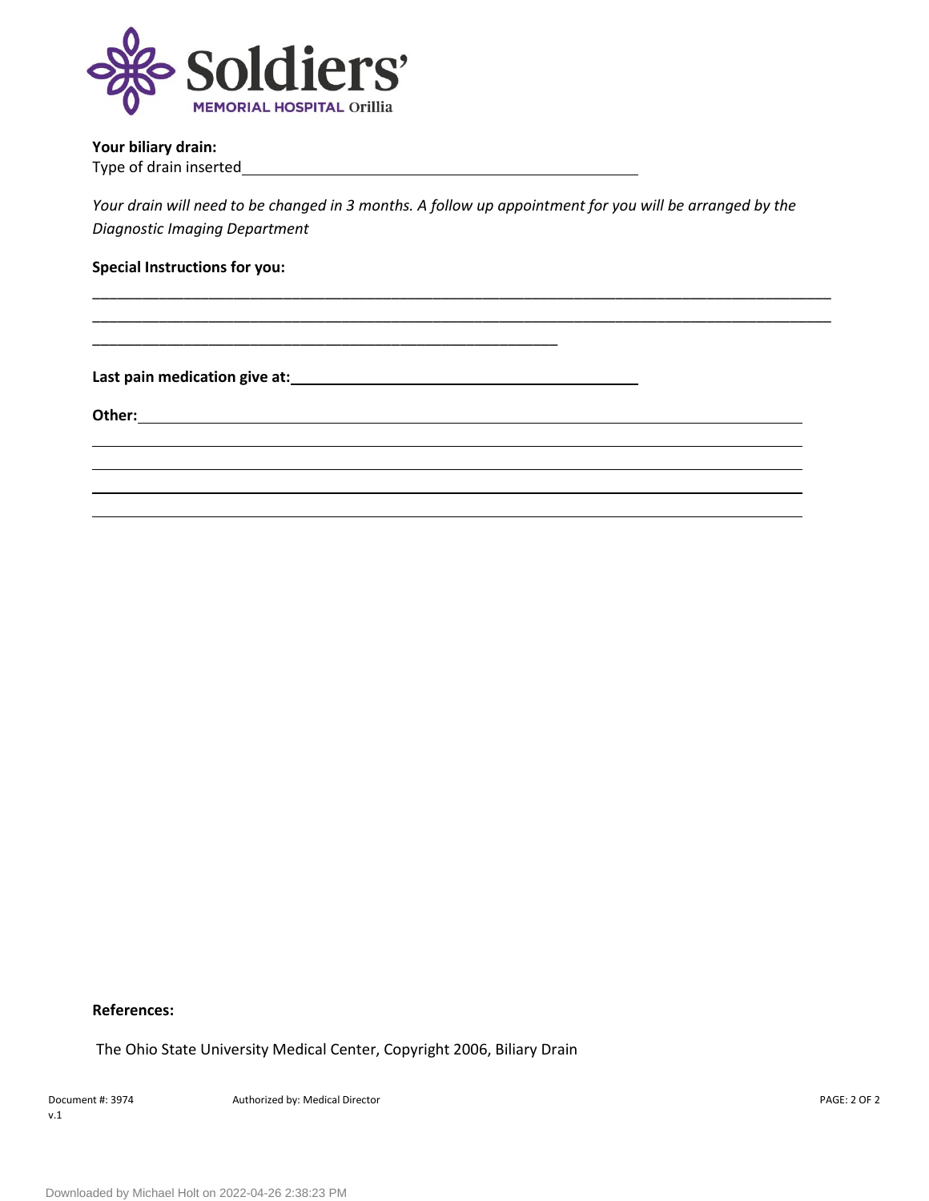**Your biliary drain:**

Type of drain inserted________________________________________________

*Your drain will need to be changed in 3 months. A follow up appointment for you will be arranged by the Diagnostic Imaging Department*

**Special Instructions for you:**

_____________________________________________________________________________________

_____________________________________________________________________________________

______________________________________________________

**Last pain medication give at:**________________________________________

**Other:**________________________________________________________________________

________________________________________________________________________________

________________________________________________________________________________

________________________________________________________________________________

________________________________________________________________________________

**References:**

The Ohio State University Medical Center, Copyright 2006, Biliary Drain

Document #: 3974
v.1

Authorized by: Medical Director